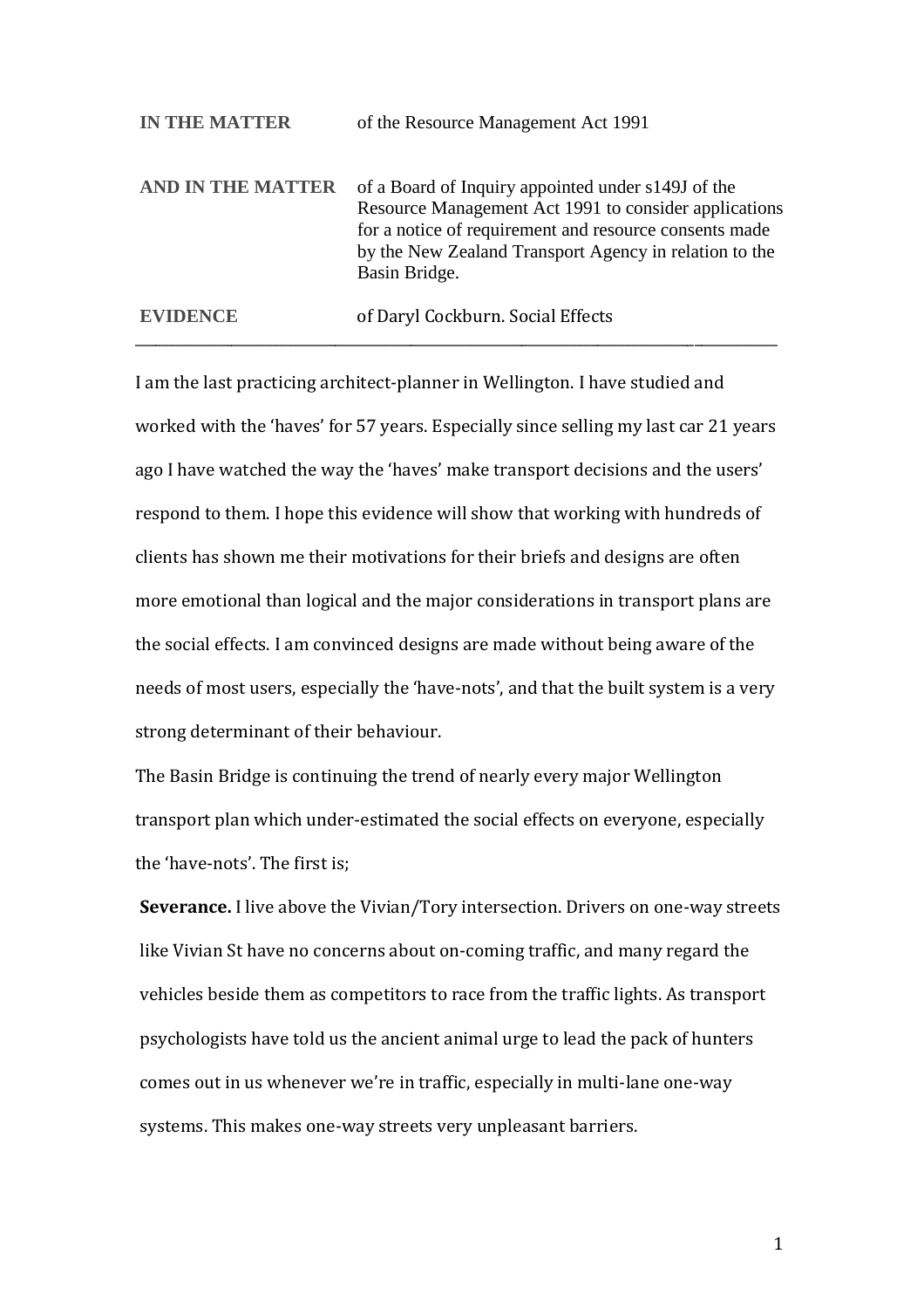| | |
|---|---|
| **IN THE MATTER** | of the Resource Management Act 1991 |
| **AND IN THE MATTER** | of a Board of Inquiry appointed under s149J of the Resource Management Act 1991 to consider applications for a notice of requirement and resource consents made by the New Zealand Transport Agency in relation to the Basin Bridge. |
| **EVIDENCE** | of Daryl Cockburn. Social Effects |

---

I am the last practicing architect-planner in Wellington. I have studied and worked with the 'haves' for 57 years. Especially since selling my last car 21 years ago I have watched the way the 'haves' make transport decisions and the users' respond to them. I hope this evidence will show that working with hundreds of clients has shown me their motivations for their briefs and designs are often more emotional than logical and the major considerations in transport plans are the social effects. I am convinced designs are made without being aware of the needs of most users, especially the 'have-nots', and that the built system is a very strong determinant of their behaviour.

The Basin Bridge is continuing the trend of nearly every major Wellington transport plan which under-estimated the social effects on everyone, especially the 'have-nots'. The first is;

**Severance.** I live above the Vivian/Tory intersection. Drivers on one-way streets like Vivian St have no concerns about on-coming traffic, and many regard the vehicles beside them as competitors to race from the traffic lights. As transport psychologists have told us the ancient animal urge to lead the pack of hunters comes out in us whenever we're in traffic, especially in multi-lane one-way systems. This makes one-way streets very unpleasant barriers.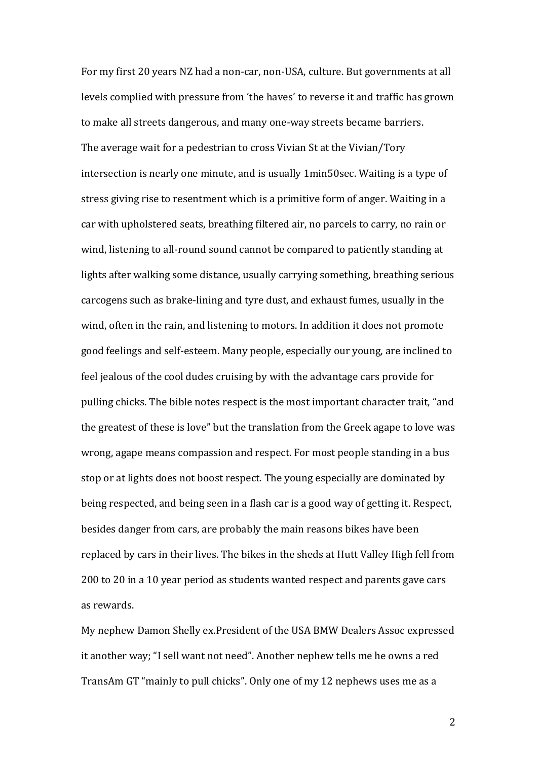For my first 20 years NZ had a non-car, non-USA, culture. But governments at all levels complied with pressure from 'the haves' to reverse it and traffic has grown to make all streets dangerous, and many one-way streets became barriers.
The average wait for a pedestrian to cross Vivian St at the Vivian/Tory intersection is nearly one minute, and is usually 1min50sec. Waiting is a type of stress giving rise to resentment which is a primitive form of anger. Waiting in a car with upholstered seats, breathing filtered air, no parcels to carry, no rain or wind, listening to all-round sound cannot be compared to patiently standing at lights after walking some distance, usually carrying something, breathing serious carcogens such as brake-lining and tyre dust, and exhaust fumes, usually in the wind, often in the rain, and listening to motors. In addition it does not promote good feelings and self-esteem. Many people, especially our young, are inclined to feel jealous of the cool dudes cruising by with the advantage cars provide for pulling chicks. The bible notes respect is the most important character trait, "and the greatest of these is love" but the translation from the Greek agape to love was wrong, agape means compassion and respect. For most people standing in a bus stop or at lights does not boost respect. The young especially are dominated by being respected, and being seen in a flash car is a good way of getting it. Respect, besides danger from cars, are probably the main reasons bikes have been replaced by cars in their lives. The bikes in the sheds at Hutt Valley High fell from 200 to 20 in a 10 year period as students wanted respect and parents gave cars as rewards.
My nephew Damon Shelly ex.President of the USA BMW Dealers Assoc expressed it another way; "I sell want not need". Another nephew tells me he owns a red TransAm GT "mainly to pull chicks". Only one of my 12 nephews uses me as a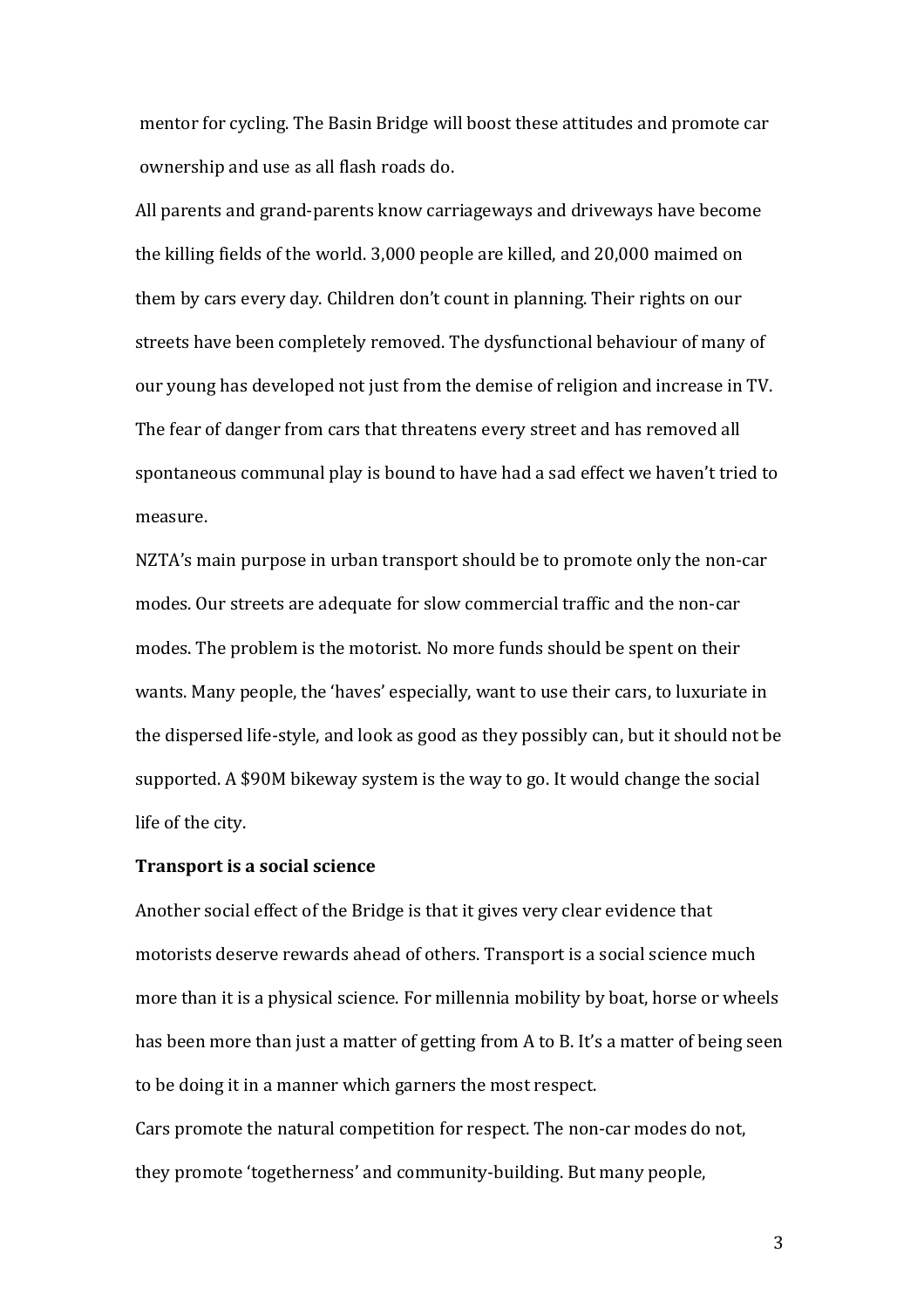mentor for cycling. The Basin Bridge will boost these attitudes and promote car ownership and use as all flash roads do.

All parents and grand-parents know carriageways and driveways have become the killing fields of the world. 3,000 people are killed, and 20,000 maimed on them by cars every day. Children don't count in planning. Their rights on our streets have been completely removed. The dysfunctional behaviour of many of our young has developed not just from the demise of religion and increase in TV. The fear of danger from cars that threatens every street and has removed all spontaneous communal play is bound to have had a sad effect we haven't tried to measure.

NZTA's main purpose in urban transport should be to promote only the non-car modes. Our streets are adequate for slow commercial traffic and the non-car modes. The problem is the motorist. No more funds should be spent on their wants. Many people, the 'haves' especially, want to use their cars, to luxuriate in the dispersed life-style, and look as good as they possibly can, but it should not be supported. A $90M bikeway system is the way to go. It would change the social life of the city.

**Transport is a social science**

Another social effect of the Bridge is that it gives very clear evidence that motorists deserve rewards ahead of others. Transport is a social science much more than it is a physical science. For millennia mobility by boat, horse or wheels has been more than just a matter of getting from A to B. It's a matter of being seen to be doing it in a manner which garners the most respect.

Cars promote the natural competition for respect. The non-car modes do not, they promote 'togetherness' and community-building. But many people,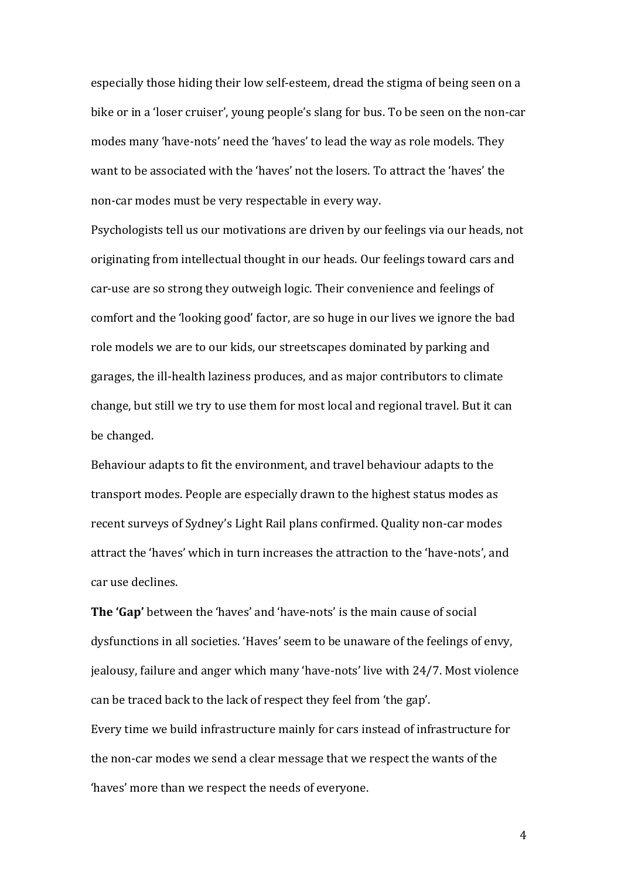especially those hiding their low self-esteem, dread the stigma of being seen on a bike or in a 'loser cruiser', young people's slang for bus. To be seen on the non-car modes many 'have-nots' need the 'haves' to lead the way as role models. They want to be associated with the 'haves' not the losers. To attract the 'haves' the non-car modes must be very respectable in every way.

Psychologists tell us our motivations are driven by our feelings via our heads, not originating from intellectual thought in our heads. Our feelings toward cars and car-use are so strong they outweigh logic. Their convenience and feelings of comfort and the 'looking good' factor, are so huge in our lives we ignore the bad role models we are to our kids, our streetscapes dominated by parking and garages, the ill-health laziness produces, and as major contributors to climate change, but still we try to use them for most local and regional travel. But it can be changed.

Behaviour adapts to fit the environment, and travel behaviour adapts to the transport modes. People are especially drawn to the highest status modes as recent surveys of Sydney's Light Rail plans confirmed. Quality non-car modes attract the 'haves' which in turn increases the attraction to the 'have-nots', and car use declines.

**The 'Gap'** between the 'haves' and 'have-nots' is the main cause of social dysfunctions in all societies. 'Haves' seem to be unaware of the feelings of envy, jealousy, failure and anger which many 'have-nots' live with 24/7. Most violence can be traced back to the lack of respect they feel from 'the gap'.

Every time we build infrastructure mainly for cars instead of infrastructure for the non-car modes we send a clear message that we respect the wants of the 'haves' more than we respect the needs of everyone.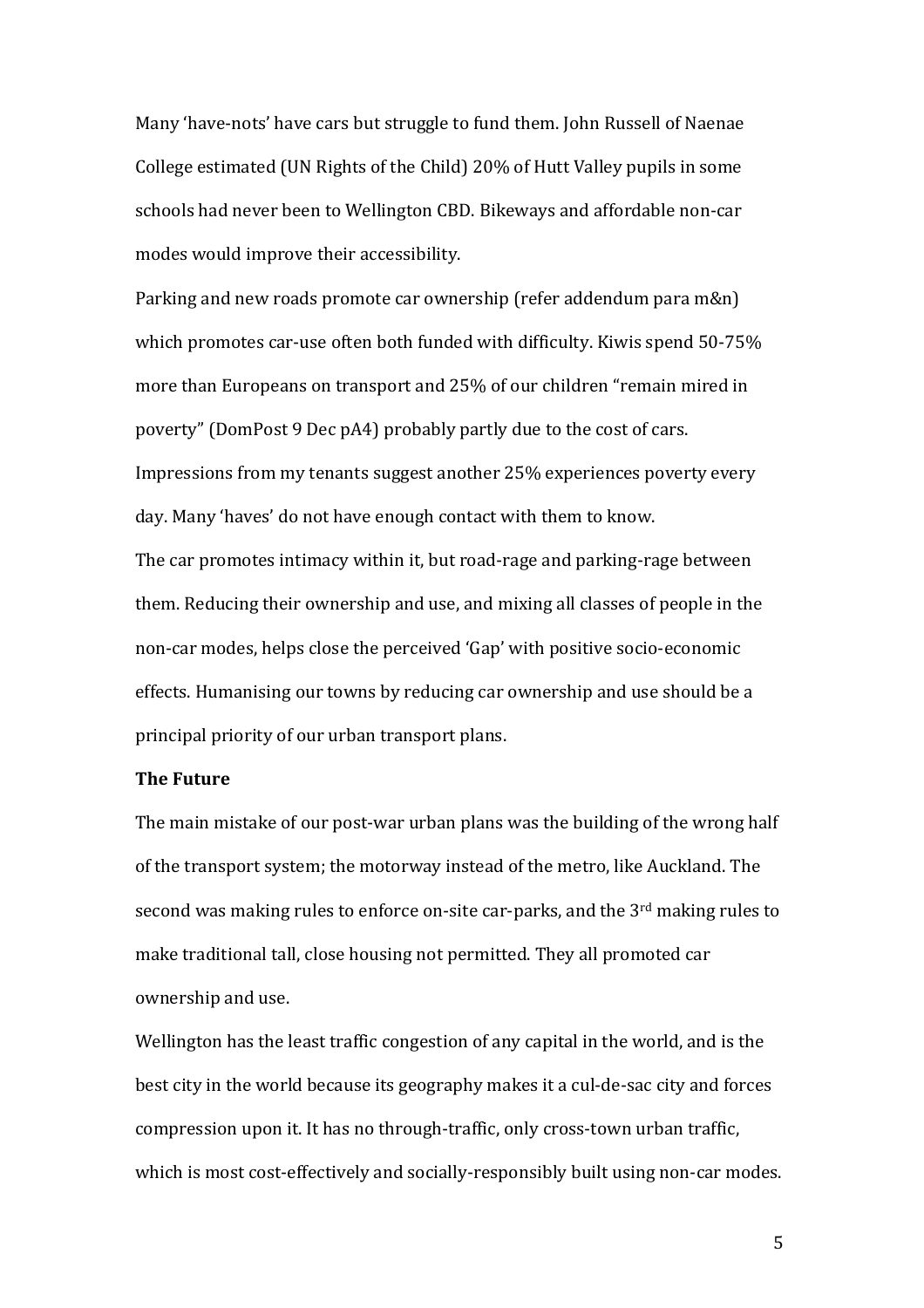Many 'have-nots' have cars but struggle to fund them. John Russell of Naenae College estimated (UN Rights of the Child) 20% of Hutt Valley pupils in some schools had never been to Wellington CBD. Bikeways and affordable non-car modes would improve their accessibility.

Parking and new roads promote car ownership (refer addendum para m&n) which promotes car-use often both funded with difficulty. Kiwis spend 50-75% more than Europeans on transport and 25% of our children "remain mired in poverty" (DomPost 9 Dec pA4) probably partly due to the cost of cars. Impressions from my tenants suggest another 25% experiences poverty every day. Many 'haves' do not have enough contact with them to know.

The car promotes intimacy within it, but road-rage and parking-rage between them. Reducing their ownership and use, and mixing all classes of people in the non-car modes, helps close the perceived 'Gap' with positive socio-economic effects. Humanising our towns by reducing car ownership and use should be a principal priority of our urban transport plans.

**The Future**

The main mistake of our post-war urban plans was the building of the wrong half of the transport system; the motorway instead of the metro, like Auckland. The second was making rules to enforce on-site car-parks, and the 3rd making rules to make traditional tall, close housing not permitted. They all promoted car ownership and use.

Wellington has the least traffic congestion of any capital in the world, and is the best city in the world because its geography makes it a cul-de-sac city and forces compression upon it. It has no through-traffic, only cross-town urban traffic, which is most cost-effectively and socially-responsibly built using non-car modes.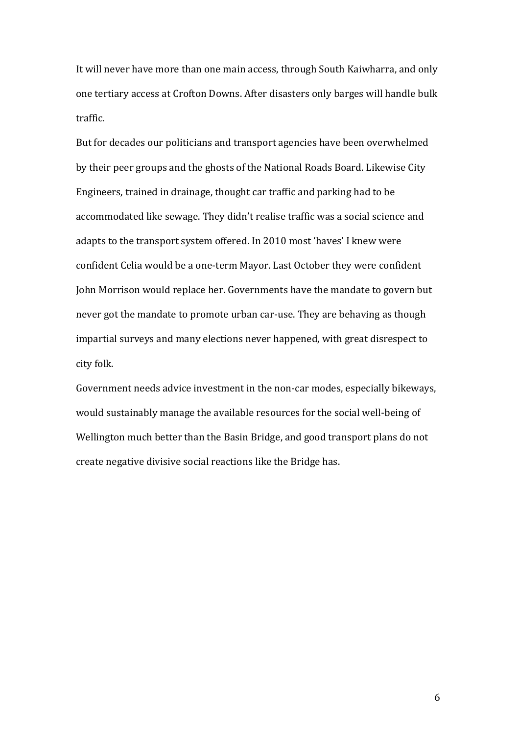It will never have more than one main access, through South Kaiwharra, and only one tertiary access at Crofton Downs. After disasters only barges will handle bulk traffic.

But for decades our politicians and transport agencies have been overwhelmed by their peer groups and the ghosts of the National Roads Board. Likewise City Engineers, trained in drainage, thought car traffic and parking had to be accommodated like sewage. They didn't realise traffic was a social science and adapts to the transport system offered. In 2010 most 'haves' I knew were confident Celia would be a one-term Mayor. Last October they were confident John Morrison would replace her. Governments have the mandate to govern but never got the mandate to promote urban car-use. They are behaving as though impartial surveys and many elections never happened, with great disrespect to city folk.

Government needs advice investment in the non-car modes, especially bikeways, would sustainably manage the available resources for the social well-being of Wellington much better than the Basin Bridge, and good transport plans do not create negative divisive social reactions like the Bridge has.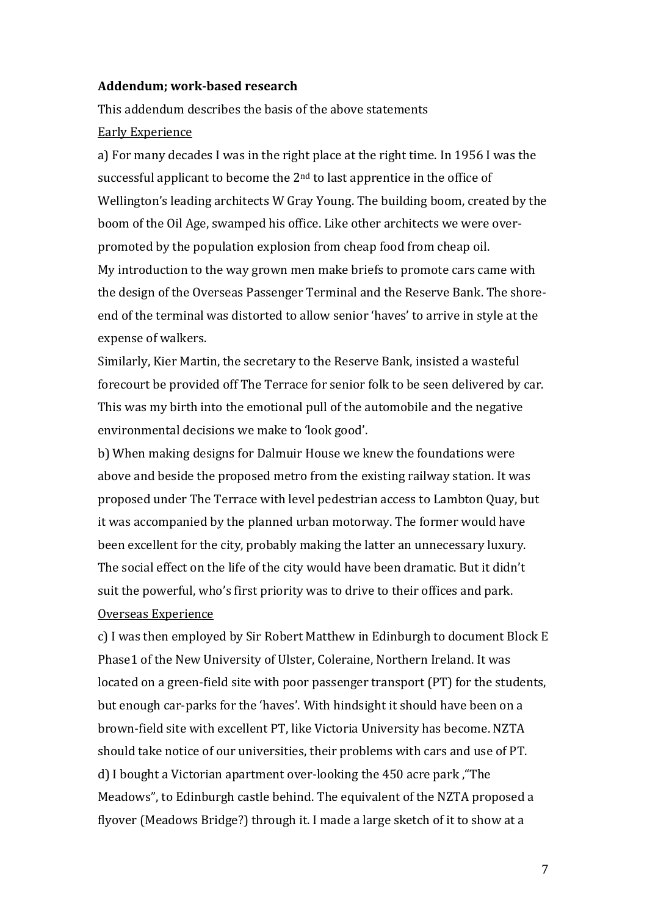**Addendum; work-based research**

This addendum describes the basis of the above statements

Early Experience

a) For many decades I was in the right place at the right time. In 1956 I was the successful applicant to become the 2nd to last apprentice in the office of Wellington's leading architects W Gray Young. The building boom, created by the boom of the Oil Age, swamped his office. Like other architects we were over-promoted by the population explosion from cheap food from cheap oil.

My introduction to the way grown men make briefs to promote cars came with the design of the Overseas Passenger Terminal and the Reserve Bank. The shore-end of the terminal was distorted to allow senior 'haves' to arrive in style at the expense of walkers.

Similarly, Kier Martin, the secretary to the Reserve Bank, insisted a wasteful forecourt be provided off The Terrace for senior folk to be seen delivered by car. This was my birth into the emotional pull of the automobile and the negative environmental decisions we make to 'look good'.

b) When making designs for Dalmuir House we knew the foundations were above and beside the proposed metro from the existing railway station. It was proposed under The Terrace with level pedestrian access to Lambton Quay, but it was accompanied by the planned urban motorway. The former would have been excellent for the city, probably making the latter an unnecessary luxury. The social effect on the life of the city would have been dramatic. But it didn't suit the powerful, who's first priority was to drive to their offices and park.

Overseas Experience

c) I was then employed by Sir Robert Matthew in Edinburgh to document Block E Phase1 of the New University of Ulster, Coleraine, Northern Ireland. It was located on a green-field site with poor passenger transport (PT) for the students, but enough car-parks for the 'haves'. With hindsight it should have been on a brown-field site with excellent PT, like Victoria University has become. NZTA should take notice of our universities, their problems with cars and use of PT.

d) I bought a Victorian apartment over-looking the 450 acre park ,"The Meadows", to Edinburgh castle behind. The equivalent of the NZTA proposed a flyover (Meadows Bridge?) through it. I made a large sketch of it to show at a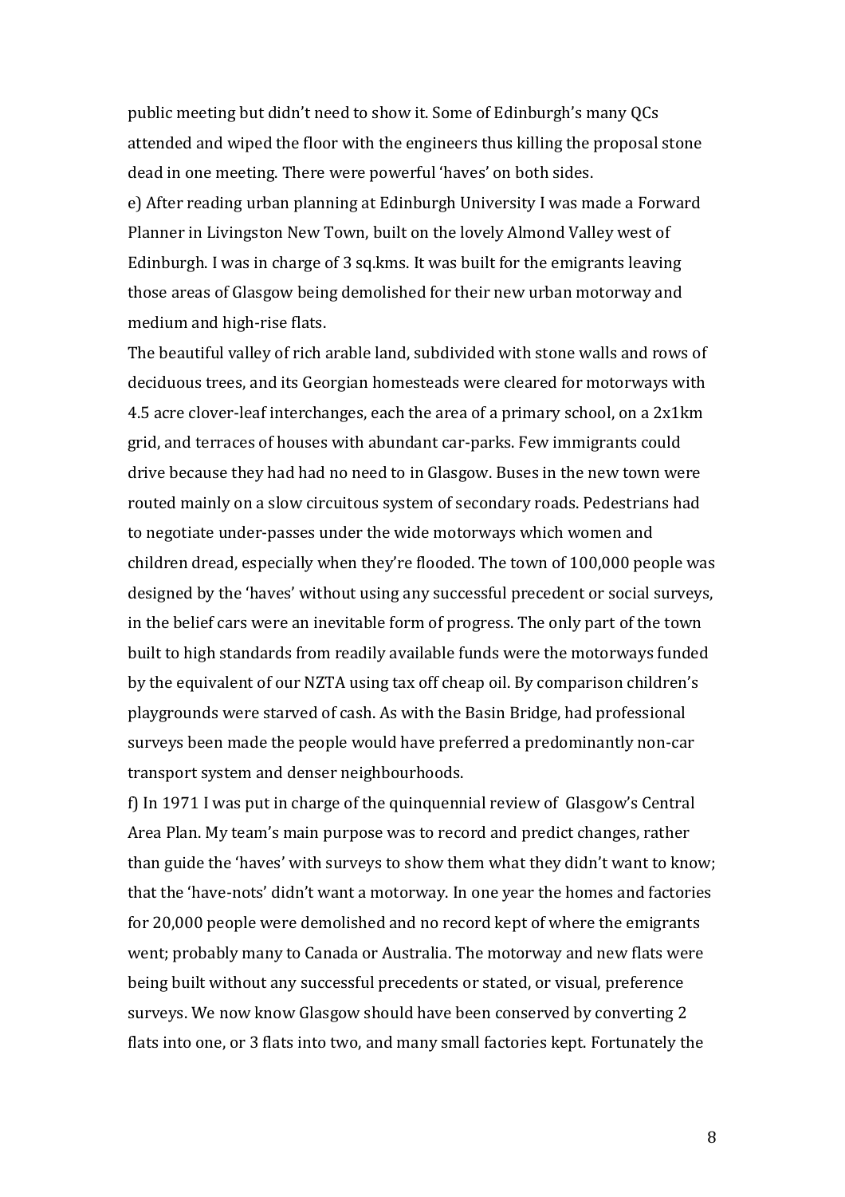public meeting but didn't need to show it. Some of Edinburgh's many QCs attended and wiped the floor with the engineers thus killing the proposal stone dead in one meeting. There were powerful 'haves' on both sides.

e) After reading urban planning at Edinburgh University I was made a Forward Planner in Livingston New Town, built on the lovely Almond Valley west of Edinburgh. I was in charge of 3 sq.kms. It was built for the emigrants leaving those areas of Glasgow being demolished for their new urban motorway and medium and high-rise flats.

The beautiful valley of rich arable land, subdivided with stone walls and rows of deciduous trees, and its Georgian homesteads were cleared for motorways with 4.5 acre clover-leaf interchanges, each the area of a primary school, on a 2x1km grid, and terraces of houses with abundant car-parks. Few immigrants could drive because they had had no need to in Glasgow. Buses in the new town were routed mainly on a slow circuitous system of secondary roads. Pedestrians had to negotiate under-passes under the wide motorways which women and children dread, especially when they're flooded. The town of 100,000 people was designed by the 'haves' without using any successful precedent or social surveys, in the belief cars were an inevitable form of progress. The only part of the town built to high standards from readily available funds were the motorways funded by the equivalent of our NZTA using tax off cheap oil. By comparison children's playgrounds were starved of cash. As with the Basin Bridge, had professional surveys been made the people would have preferred a predominantly non-car transport system and denser neighbourhoods.

f) In 1971 I was put in charge of the quinquennial review of Glasgow's Central Area Plan. My team's main purpose was to record and predict changes, rather than guide the 'haves' with surveys to show them what they didn't want to know; that the 'have-nots' didn't want a motorway. In one year the homes and factories for 20,000 people were demolished and no record kept of where the emigrants went; probably many to Canada or Australia. The motorway and new flats were being built without any successful precedents or stated, or visual, preference surveys. We now know Glasgow should have been conserved by converting 2 flats into one, or 3 flats into two, and many small factories kept. Fortunately the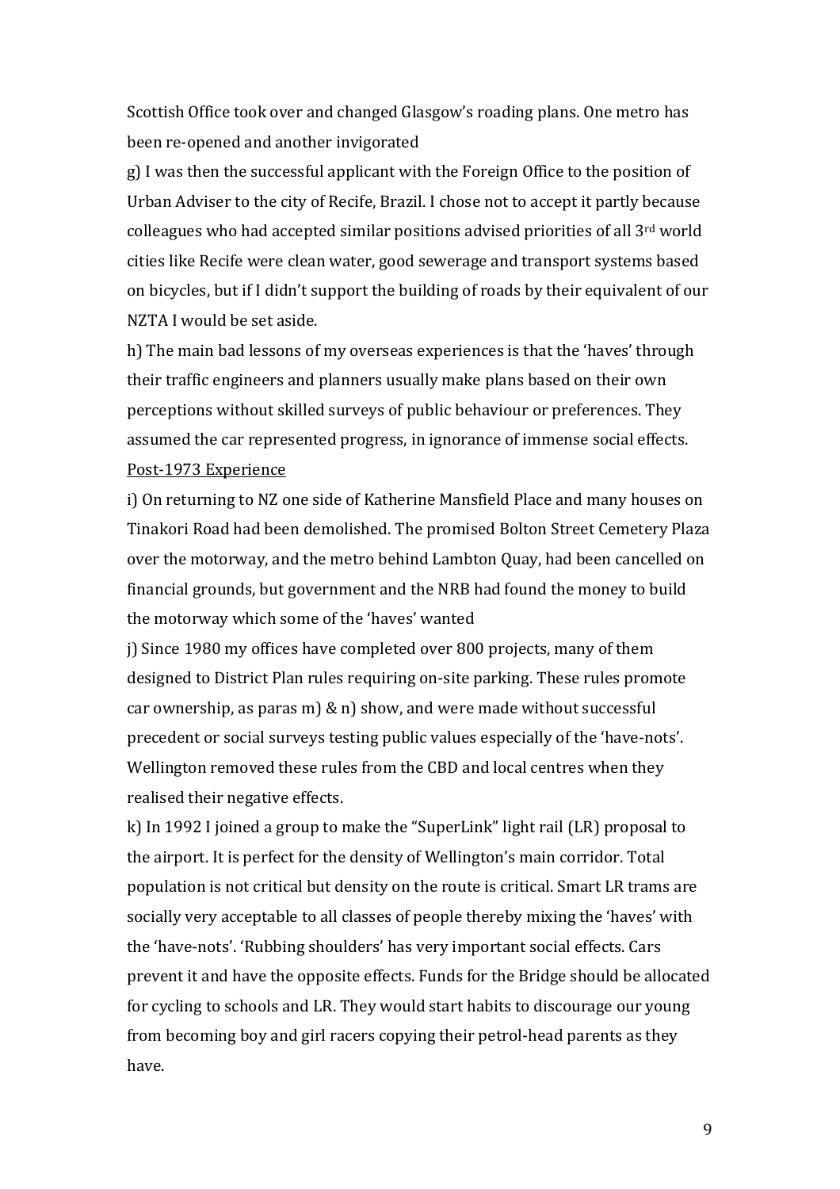Scottish Office took over and changed Glasgow's roading plans. One metro has been re-opened and another invigorated

g) I was then the successful applicant with the Foreign Office to the position of Urban Adviser to the city of Recife, Brazil. I chose not to accept it partly because colleagues who had accepted similar positions advised priorities of all 3rd world cities like Recife were clean water, good sewerage and transport systems based on bicycles, but if I didn't support the building of roads by their equivalent of our NZTA I would be set aside.

h) The main bad lessons of my overseas experiences is that the 'haves' through their traffic engineers and planners usually make plans based on their own perceptions without skilled surveys of public behaviour or preferences. They assumed the car represented progress, in ignorance of immense social effects.

<u>Post-1973 Experience</u>

i) On returning to NZ one side of Katherine Mansfield Place and many houses on Tinakori Road had been demolished. The promised Bolton Street Cemetery Plaza over the motorway, and the metro behind Lambton Quay, had been cancelled on financial grounds, but government and the NRB had found the money to build the motorway which some of the 'haves' wanted

j) Since 1980 my offices have completed over 800 projects, many of them designed to District Plan rules requiring on-site parking. These rules promote car ownership, as paras m) & n) show, and were made without successful precedent or social surveys testing public values especially of the 'have-nots'. Wellington removed these rules from the CBD and local centres when they realised their negative effects.

k) In 1992 I joined a group to make the "SuperLink" light rail (LR) proposal to the airport. It is perfect for the density of Wellington's main corridor. Total population is not critical but density on the route is critical. Smart LR trams are socially very acceptable to all classes of people thereby mixing the 'haves' with the 'have-nots'. 'Rubbing shoulders' has very important social effects. Cars prevent it and have the opposite effects. Funds for the Bridge should be allocated for cycling to schools and LR. They would start habits to discourage our young from becoming boy and girl racers copying their petrol-head parents as they have.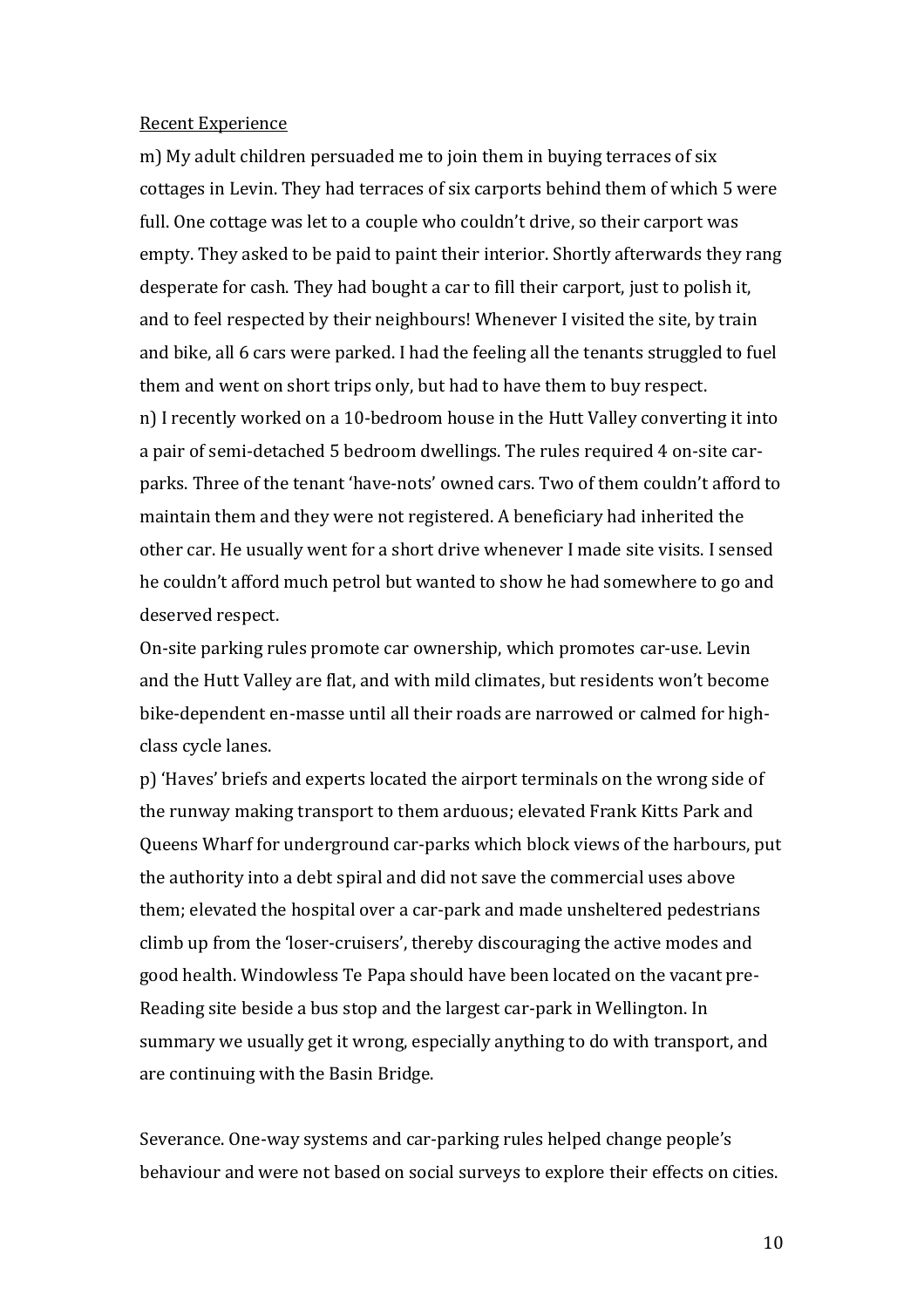<u>Recent Experience</u>

m) My adult children persuaded me to join them in buying terraces of six cottages in Levin. They had terraces of six carports behind them of which 5 were full. One cottage was let to a couple who couldn't drive, so their carport was empty. They asked to be paid to paint their interior. Shortly afterwards they rang desperate for cash. They had bought a car to fill their carport, just to polish it, and to feel respected by their neighbours! Whenever I visited the site, by train and bike, all 6 cars were parked. I had the feeling all the tenants struggled to fuel them and went on short trips only, but had to have them to buy respect.

n) I recently worked on a 10-bedroom house in the Hutt Valley converting it into a pair of semi-detached 5 bedroom dwellings. The rules required 4 on-site car-parks. Three of the tenant 'have-nots' owned cars. Two of them couldn't afford to maintain them and they were not registered. A beneficiary had inherited the other car. He usually went for a short drive whenever I made site visits. I sensed he couldn't afford much petrol but wanted to show he had somewhere to go and deserved respect.

On-site parking rules promote car ownership, which promotes car-use. Levin and the Hutt Valley are flat, and with mild climates, but residents won't become bike-dependent en-masse until all their roads are narrowed or calmed for high-class cycle lanes.

p) 'Haves' briefs and experts located the airport terminals on the wrong side of the runway making transport to them arduous; elevated Frank Kitts Park and Queens Wharf for underground car-parks which block views of the harbours, put the authority into a debt spiral and did not save the commercial uses above them; elevated the hospital over a car-park and made unsheltered pedestrians climb up from the 'loser-cruisers', thereby discouraging the active modes and good health. Windowless Te Papa should have been located on the vacant pre-Reading site beside a bus stop and the largest car-park in Wellington. In summary we usually get it wrong, especially anything to do with transport, and are continuing with the Basin Bridge.

Severance. One-way systems and car-parking rules helped change people's behaviour and were not based on social surveys to explore their effects on cities.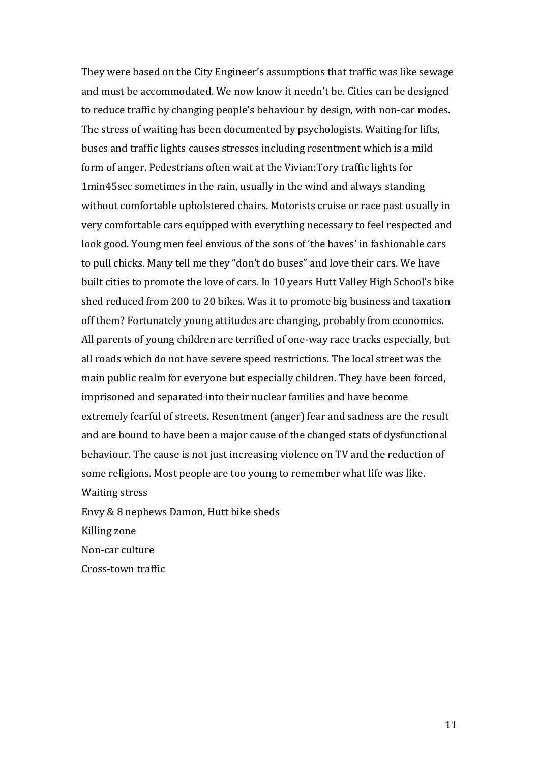They were based on the City Engineer's assumptions that traffic was like sewage and must be accommodated. We now know it needn't be. Cities can be designed to reduce traffic by changing people's behaviour by design, with non-car modes. The stress of waiting has been documented by psychologists. Waiting for lifts, buses and traffic lights causes stresses including resentment which is a mild form of anger. Pedestrians often wait at the Vivian:Tory traffic lights for 1min45sec sometimes in the rain, usually in the wind and always standing without comfortable upholstered chairs. Motorists cruise or race past usually in very comfortable cars equipped with everything necessary to feel respected and look good. Young men feel envious of the sons of 'the haves' in fashionable cars to pull chicks. Many tell me they "don't do buses" and love their cars. We have built cities to promote the love of cars. In 10 years Hutt Valley High School's bike shed reduced from 200 to 20 bikes. Was it to promote big business and taxation off them? Fortunately young attitudes are changing, probably from economics. All parents of young children are terrified of one-way race tracks especially, but all roads which do not have severe speed restrictions. The local street was the main public realm for everyone but especially children. They have been forced, imprisoned and separated into their nuclear families and have become extremely fearful of streets. Resentment (anger) fear and sadness are the result and are bound to have been a major cause of the changed stats of dysfunctional behaviour. The cause is not just increasing violence on TV and the reduction of some religions. Most people are too young to remember what life was like.

Waiting stress

Envy & 8 nephews Damon, Hutt bike sheds

Killing zone

Non-car culture

Cross-town traffic